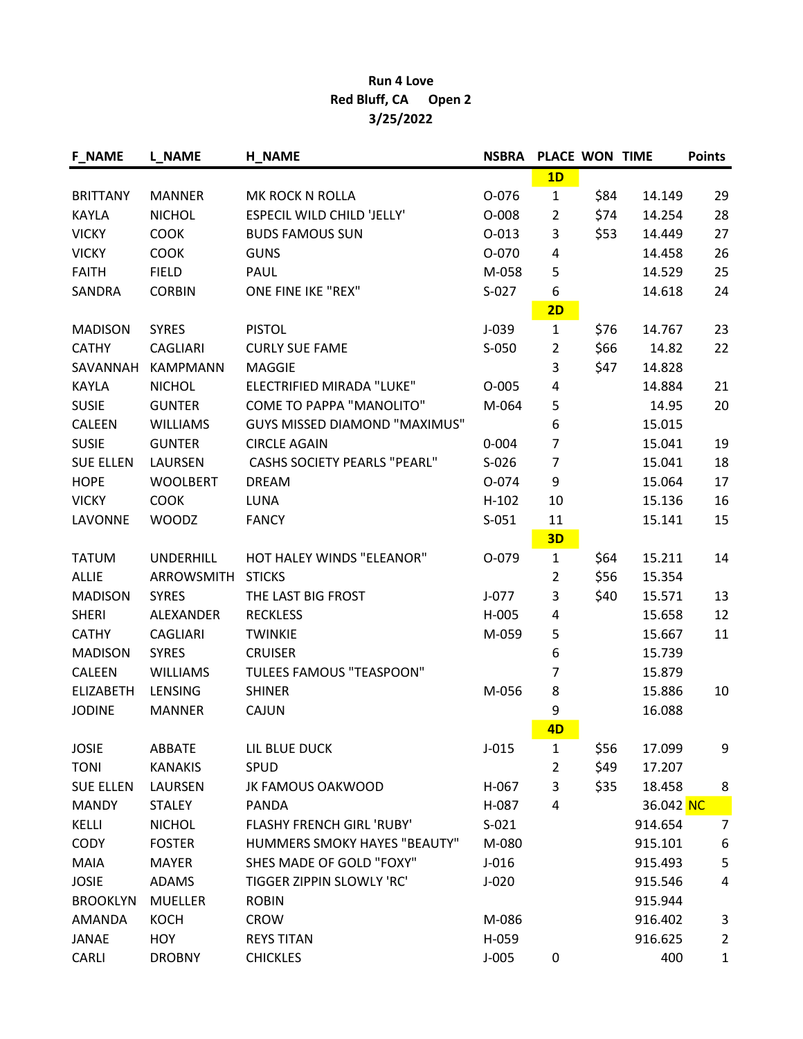**Run 4 Love**

**Red Bluff, CA Open 2**

**3/25/2022**

| F_NAME | L_NAME | H_NAME | NSBRA | PLACE | WON | TIME | Points |
|---|---|---|---|---|---|---|---|
| | | | | **1D** | | | |
| BRITTANY | MANNER | MK ROCK N ROLLA | O-076 | 1 | $84 | 14.149 | 29 |
| KAYLA | NICHOL | ESPECIL WILD CHILD 'JELLY' | O-008 | 2 | $74 | 14.254 | 28 |
| VICKY | COOK | BUDS FAMOUS SUN | O-013 | 3 | $53 | 14.449 | 27 |
| VICKY | COOK | GUNS | O-070 | 4 | | 14.458 | 26 |
| FAITH | FIELD | PAUL | M-058 | 5 | | 14.529 | 25 |
| SANDRA | CORBIN | ONE FINE IKE "REX" | S-027 | 6 | | 14.618 | 24 |
| | | | | **2D** | | | |
| MADISON | SYRES | PISTOL | J-039 | 1 | $76 | 14.767 | 23 |
| CATHY | CAGLIARI | CURLY SUE FAME | S-050 | 2 | $66 | 14.82 | 22 |
| SAVANNAH | KAMPMANN | MAGGIE | | 3 | $47 | 14.828 | |
| KAYLA | NICHOL | ELECTRIFIED MIRADA "LUKE" | O-005 | 4 | | 14.884 | 21 |
| SUSIE | GUNTER | COME TO PAPPA "MANOLITO" | M-064 | 5 | | 14.95 | 20 |
| CALEEN | WILLIAMS | GUYS MISSED DIAMOND "MAXIMUS" | | 6 | | 15.015 | |
| SUSIE | GUNTER | CIRCLE AGAIN | 0-004 | 7 | | 15.041 | 19 |
| SUE ELLEN | LAURSEN | CASHS SOCIETY PEARLS "PEARL" | S-026 | 7 | | 15.041 | 18 |
| HOPE | WOOLBERT | DREAM | O-074 | 9 | | 15.064 | 17 |
| VICKY | COOK | LUNA | H-102 | 10 | | 15.136 | 16 |
| LAVONNE | WOODZ | FANCY | S-051 | 11 | | 15.141 | 15 |
| | | | | **3D** | | | |
| TATUM | UNDERHILL | HOT HALEY WINDS "ELEANOR" | O-079 | 1 | $64 | 15.211 | 14 |
| ALLIE | ARROWSMITH | STICKS | | 2 | $56 | 15.354 | |
| MADISON | SYRES | THE LAST BIG FROST | J-077 | 3 | $40 | 15.571 | 13 |
| SHERI | ALEXANDER | RECKLESS | H-005 | 4 | | 15.658 | 12 |
| CATHY | CAGLIARI | TWINKIE | M-059 | 5 | | 15.667 | 11 |
| MADISON | SYRES | CRUISER | | 6 | | 15.739 | |
| CALEEN | WILLIAMS | TULEES FAMOUS "TEASPOON" | | 7 | | 15.879 | |
| ELIZABETH | LENSING | SHINER | M-056 | 8 | | 15.886 | 10 |
| JODINE | MANNER | CAJUN | | 9 | | 16.088 | |
| | | | | **4D** | | | |
| JOSIE | ABBATE | LIL BLUE DUCK | J-015 | 1 | $56 | 17.099 | 9 |
| TONI | KANAKIS | SPUD | | 2 | $49 | 17.207 | |
| SUE ELLEN | LAURSEN | JK FAMOUS OAKWOOD | H-067 | 3 | $35 | 18.458 | 8 |
| MANDY | STALEY | PANDA | H-087 | 4 | | 36.042 | NC |
| KELLI | NICHOL | FLASHY FRENCH GIRL 'RUBY' | S-021 | | | 914.654 | 7 |
| CODY | FOSTER | HUMMERS SMOKY HAYES "BEAUTY" | M-080 | | | 915.101 | 6 |
| MAIA | MAYER | SHES MADE OF GOLD "FOXY" | J-016 | | | 915.493 | 5 |
| JOSIE | ADAMS | TIGGER ZIPPIN SLOWLY 'RC' | J-020 | | | 915.546 | 4 |
| BROOKLYN | MUELLER | ROBIN | | | | 915.944 | |
| AMANDA | KOCH | CROW | M-086 | | | 916.402 | 3 |
| JANAE | HOY | REYS TITAN | H-059 | | | 916.625 | 2 |
| CARLI | DROBNY | CHICKLES | J-005 | 0 | | 400 | 1 |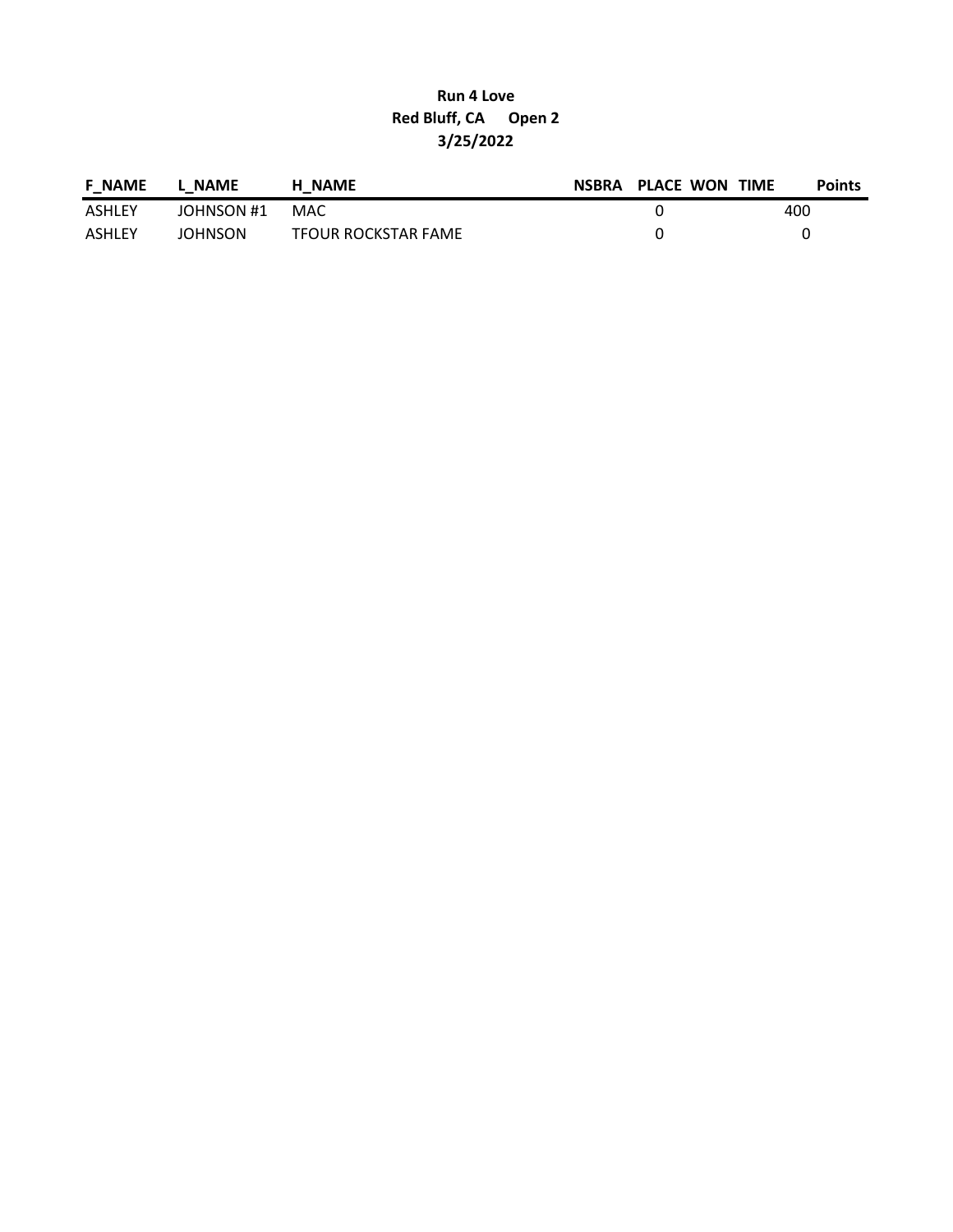# Run 4 Love

## Red Bluff, CA Open 2

## 3/25/2022

| F_NAME | L_NAME | H_NAME | NSBRA | PLACE | WON | TIME | Points |
| --- | --- | --- | --- | --- | --- | --- | --- |
| ASHLEY | JOHNSON #1 | MAC | | 0 | | | 400 |
| ASHLEY | JOHNSON | TFOUR ROCKSTAR FAME | | 0 | | | 0 |